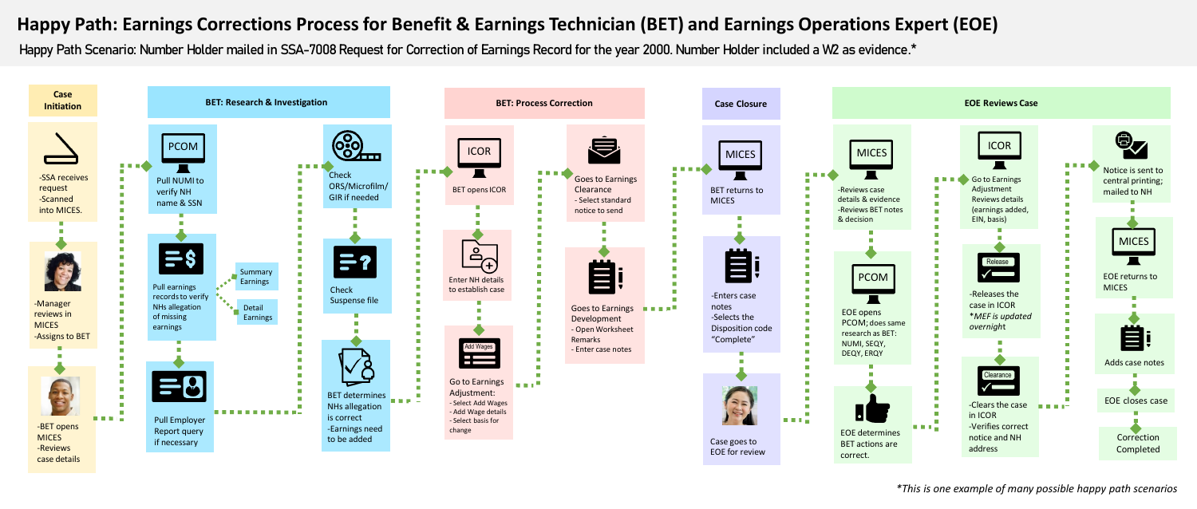# Happy Path: Earnings Corrections Process for Benefit & Earnings Technician (BET) and Earnings Operations Expert (EOE)

Happy Path Scenario: Number Holder mailed in SSA-7008 Request for Correction of Earnings Record for the year 2000. Number Holder included a W2 as evidence.*

## Case Initiation

- -SSA receives request
- -Scanned into MICES.

- -Manager reviews in MICES
- -Assigns to BET

- -BET opens MICES
- -Reviews case details

## BET: Research & Investigation

**PCOM**

Pull NUMI to verify NH name & SSN

Pull earnings records to verify NHs allegation of missing earnings

- Summary Earnings
- Detail Earnings

Pull Employer Report query if necessary

Check ORS/Microfilm/ GIR if needed

Check Suspense file

- BET determines NHs allegation is correct
- -Earnings need to be added

## BET: Process Correction

**ICOR**

BET opens ICOR

Enter NH details to establish case

Add Wages

Go to Earnings Adjustment:
- Select Add Wages
- Add Wage details
- Select basis for change

Goes to Earnings Clearance
- Select standard notice to send

Goes to Earnings Development
- Open Worksheet Remarks
- Enter case notes

## Case Closure

**MICES**

BET returns to MICES

- -Enters case notes
- -Selects the Disposition code "Complete"

Case goes to EOE for review

## EOE Reviews Case

**MICES**

- -Reviews case details & evidence
- -Reviews BET notes & decision

**PCOM**

EOE opens PCOM; does same research as BET: NUMI, SEQY, DEQY, ERQY

EOE determines BET actions are correct.

**ICOR**

Go to Earnings Adjustment Reviews details (earnings added, EIN, basis)

Release

-Releases the case in ICOR
*MEF is updated overnight*

Clearance

- -Clears the case in ICOR
- -Verifies correct notice and NH address

Notice is sent to central printing; mailed to NH

**MICES**

EOE returns to MICES

Adds case notes

EOE closes case

Correction Completed

*\*This is one example of many possible happy path scenarios*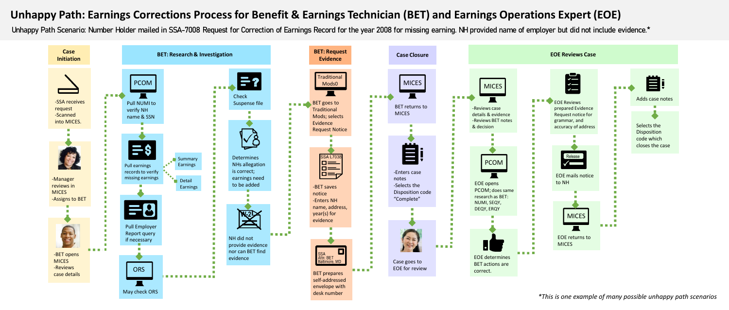# Unhappy Path: Earnings Corrections Process for Benefit & Earnings Technician (BET) and Earnings Operations Expert (EOE)

Unhappy Path Scenario: Number Holder mailed in SSA-7008 Request for Correction of Earnings Record for the year 2008 for missing earning. NH provided name of employer but did not include evidence.*

## Case Initiation

- SSA receives request
- Scanned into MICES.

- Manager reviews in MICES
- Assigns to BET

- BET opens MICES
- Reviews case details

## BET: Research & Investigation

PCOM

Pull NUMI to verify NH name & SSN

Pull earnings records to verify missing earnings

- Summary Earnings
- Detail Earnings

Pull Employer Report query if necessary

ORS

May check ORS

Check Suspense file

Determines NHs allegation is correct; earnings need to be added

W-2

NH did not provide evidence nor can BET find evidence

## BET: Request Evidence

Traditional Mods0

BET goes to Traditional Mods; selects Evidence Request Notice

SSA L7038

- BET saves notice
- Enters NH name, address, year(s) for evidence

SSA Attn: BET Baltimore, MD

BET prepares self-addressed envelope with desk number

## Case Closure

MICES

BET returns to MICES

- Enters case notes
- Selects the Disposition code "Complete"

Case goes to EOE for review

## EOE Reviews Case

MICES

- Reviews case details & evidence
- Reviews BET notes & decision

PCOM

EOE opens PCOM; does same research as BET: NUMI, SEQY, DEQY, ERQY

EOE determines BET actions are correct.

EOE Reviews prepared Evidence Request notice for grammar, and accuracy of address

Release

EOE mails notice to NH

MICES

EOE returns to MICES

Adds case notes

Selects the Disposition code which closes the case

*This is one example of many possible unhappy path scenarios